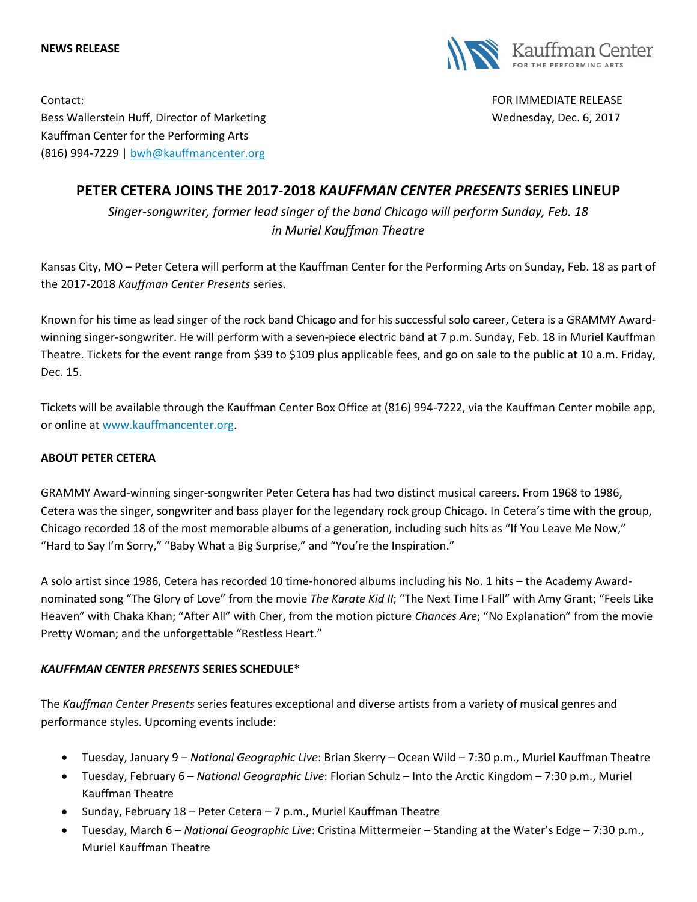**NEWS RELEASE**

Kauffman Center FOR THE PERFORMING ARTS

Contact:
Bess Wallerstein Huff, Director of Marketing
Kauffman Center for the Performing Arts
(816) 994-7229 | bwh@kauffmancenter.org

FOR IMMEDIATE RELEASE
Wednesday, Dec. 6, 2017

# PETER CETERA JOINS THE 2017-2018 *KAUFFMAN CENTER PRESENTS* SERIES LINEUP

*Singer-songwriter, former lead singer of the band Chicago will perform Sunday, Feb. 18 in Muriel Kauffman Theatre*

Kansas City, MO – Peter Cetera will perform at the Kauffman Center for the Performing Arts on Sunday, Feb. 18 as part of the 2017-2018 *Kauffman Center Presents* series.

Known for his time as lead singer of the rock band Chicago and for his successful solo career, Cetera is a GRAMMY Award-winning singer-songwriter. He will perform with a seven-piece electric band at 7 p.m. Sunday, Feb. 18 in Muriel Kauffman Theatre. Tickets for the event range from $39 to $109 plus applicable fees, and go on sale to the public at 10 a.m. Friday, Dec. 15.

Tickets will be available through the Kauffman Center Box Office at (816) 994-7222, via the Kauffman Center mobile app, or online at www.kauffmancenter.org.

**ABOUT PETER CETERA**

GRAMMY Award-winning singer-songwriter Peter Cetera has had two distinct musical careers. From 1968 to 1986, Cetera was the singer, songwriter and bass player for the legendary rock group Chicago. In Cetera's time with the group, Chicago recorded 18 of the most memorable albums of a generation, including such hits as "If You Leave Me Now," "Hard to Say I'm Sorry," "Baby What a Big Surprise," and "You're the Inspiration."

A solo artist since 1986, Cetera has recorded 10 time-honored albums including his No. 1 hits – the Academy Award-nominated song "The Glory of Love" from the movie *The Karate Kid II*; "The Next Time I Fall" with Amy Grant; "Feels Like Heaven" with Chaka Khan; "After All" with Cher, from the motion picture *Chances Are*; "No Explanation" from the movie Pretty Woman; and the unforgettable "Restless Heart."

***KAUFFMAN CENTER PRESENTS* SERIES SCHEDULE***

The *Kauffman Center Presents* series features exceptional and diverse artists from a variety of musical genres and performance styles. Upcoming events include:

- Tuesday, January 9 – *National Geographic Live*: Brian Skerry – Ocean Wild – 7:30 p.m., Muriel Kauffman Theatre
- Tuesday, February 6 – *National Geographic Live*: Florian Schulz – Into the Arctic Kingdom – 7:30 p.m., Muriel Kauffman Theatre
- Sunday, February 18 – Peter Cetera – 7 p.m., Muriel Kauffman Theatre
- Tuesday, March 6 – *National Geographic Live*: Cristina Mittermeier – Standing at the Water's Edge – 7:30 p.m., Muriel Kauffman Theatre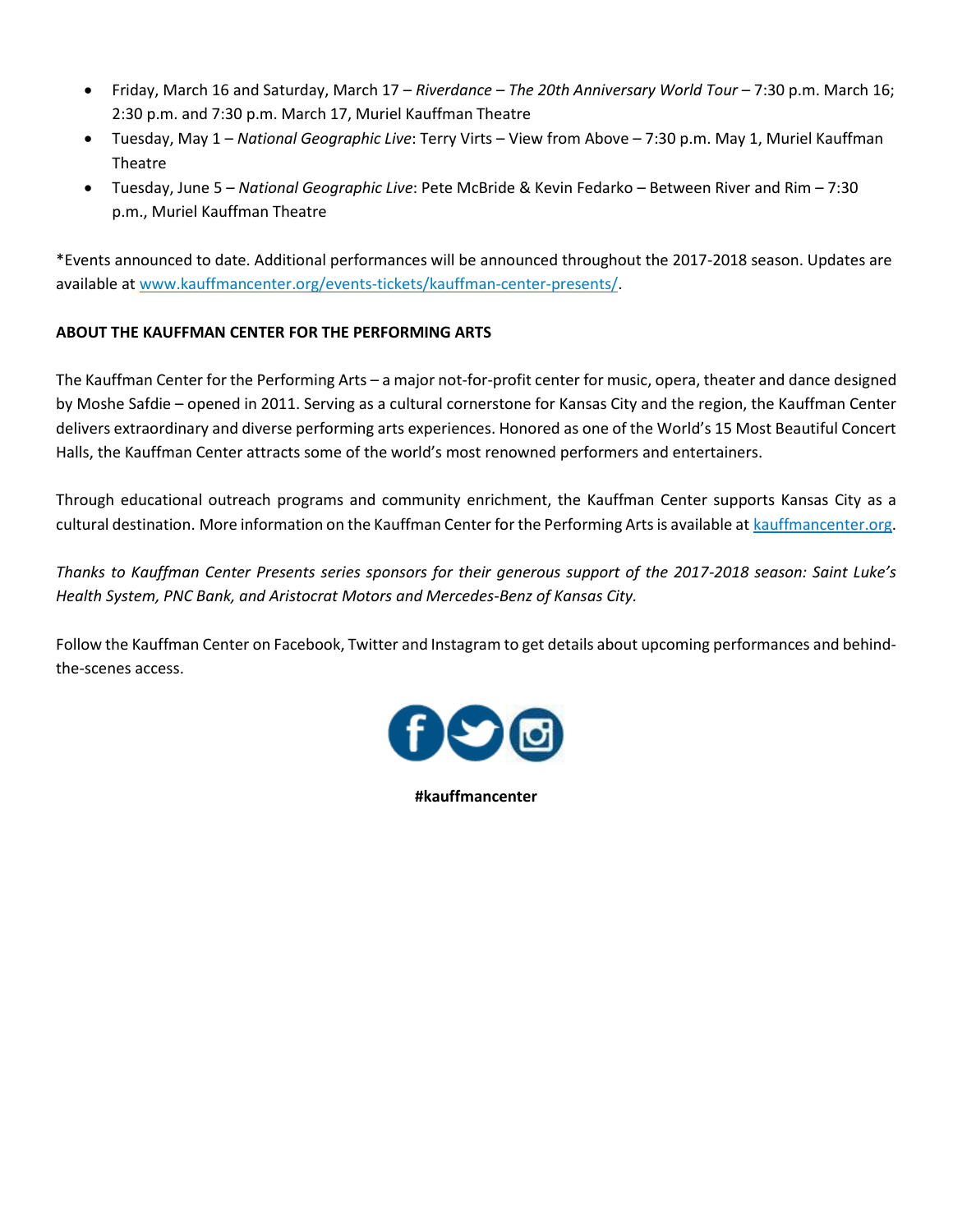- Friday, March 16 and Saturday, March 17 – *Riverdance – The 20th Anniversary World Tour* – 7:30 p.m. March 16; 2:30 p.m. and 7:30 p.m. March 17, Muriel Kauffman Theatre
- Tuesday, May 1 – *National Geographic Live*: Terry Virts – View from Above – 7:30 p.m. May 1, Muriel Kauffman Theatre
- Tuesday, June 5 – *National Geographic Live*: Pete McBride & Kevin Fedarko – Between River and Rim – 7:30 p.m., Muriel Kauffman Theatre

*Events announced to date. Additional performances will be announced throughout the 2017-2018 season. Updates are available at www.kauffmancenter.org/events-tickets/kauffman-center-presents/.

**ABOUT THE KAUFFMAN CENTER FOR THE PERFORMING ARTS**

The Kauffman Center for the Performing Arts – a major not-for-profit center for music, opera, theater and dance designed by Moshe Safdie – opened in 2011. Serving as a cultural cornerstone for Kansas City and the region, the Kauffman Center delivers extraordinary and diverse performing arts experiences. Honored as one of the World's 15 Most Beautiful Concert Halls, the Kauffman Center attracts some of the world's most renowned performers and entertainers.

Through educational outreach programs and community enrichment, the Kauffman Center supports Kansas City as a cultural destination. More information on the Kauffman Center for the Performing Arts is available at kauffmancenter.org.

*Thanks to Kauffman Center Presents series sponsors for their generous support of the 2017-2018 season: Saint Luke's Health System, PNC Bank, and Aristocrat Motors and Mercedes-Benz of Kansas City.*

Follow the Kauffman Center on Facebook, Twitter and Instagram to get details about upcoming performances and behind-the-scenes access.

**#kauffmancenter**